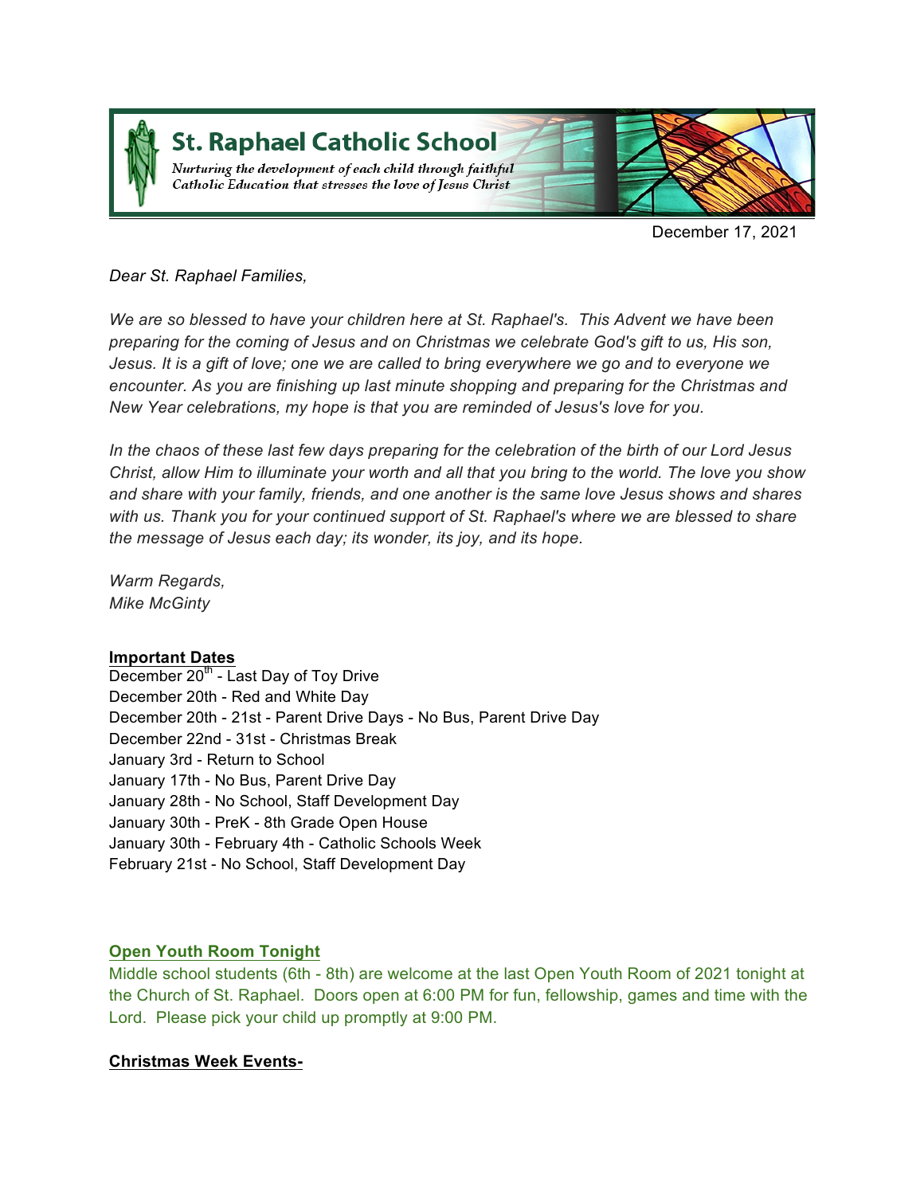# St. Raphael Catholic School

*Nurturing the development of each child through faithful Catholic Education that stresses the love of Jesus Christ*

December 17, 2021

*Dear St. Raphael Families,*

*We are so blessed to have your children here at St. Raphael's. This Advent we have been preparing for the coming of Jesus and on Christmas we celebrate God's gift to us, His son, Jesus. It is a gift of love; one we are called to bring everywhere we go and to everyone we encounter. As you are finishing up last minute shopping and preparing for the Christmas and New Year celebrations, my hope is that you are reminded of Jesus's love for you.*

*In the chaos of these last few days preparing for the celebration of the birth of our Lord Jesus Christ, allow Him to illuminate your worth and all that you bring to the world. The love you show and share with your family, friends, and one another is the same love Jesus shows and shares with us. Thank you for your continued support of St. Raphael's where we are blessed to share the message of Jesus each day; its wonder, its joy, and its hope.*

*Warm Regards,*
*Mike McGinty*

**Important Dates**

December 20th - Last Day of Toy Drive
December 20th - Red and White Day
December 20th - 21st - Parent Drive Days - No Bus, Parent Drive Day
December 22nd - 31st - Christmas Break
January 3rd - Return to School
January 17th - No Bus, Parent Drive Day
January 28th - No School, Staff Development Day
January 30th - PreK - 8th Grade Open House
January 30th - February 4th - Catholic Schools Week
February 21st - No School, Staff Development Day

**Open Youth Room Tonight**

Middle school students (6th - 8th) are welcome at the last Open Youth Room of 2021 tonight at the Church of St. Raphael. Doors open at 6:00 PM for fun, fellowship, games and time with the Lord. Please pick your child up promptly at 9:00 PM.

**Christmas Week Events-**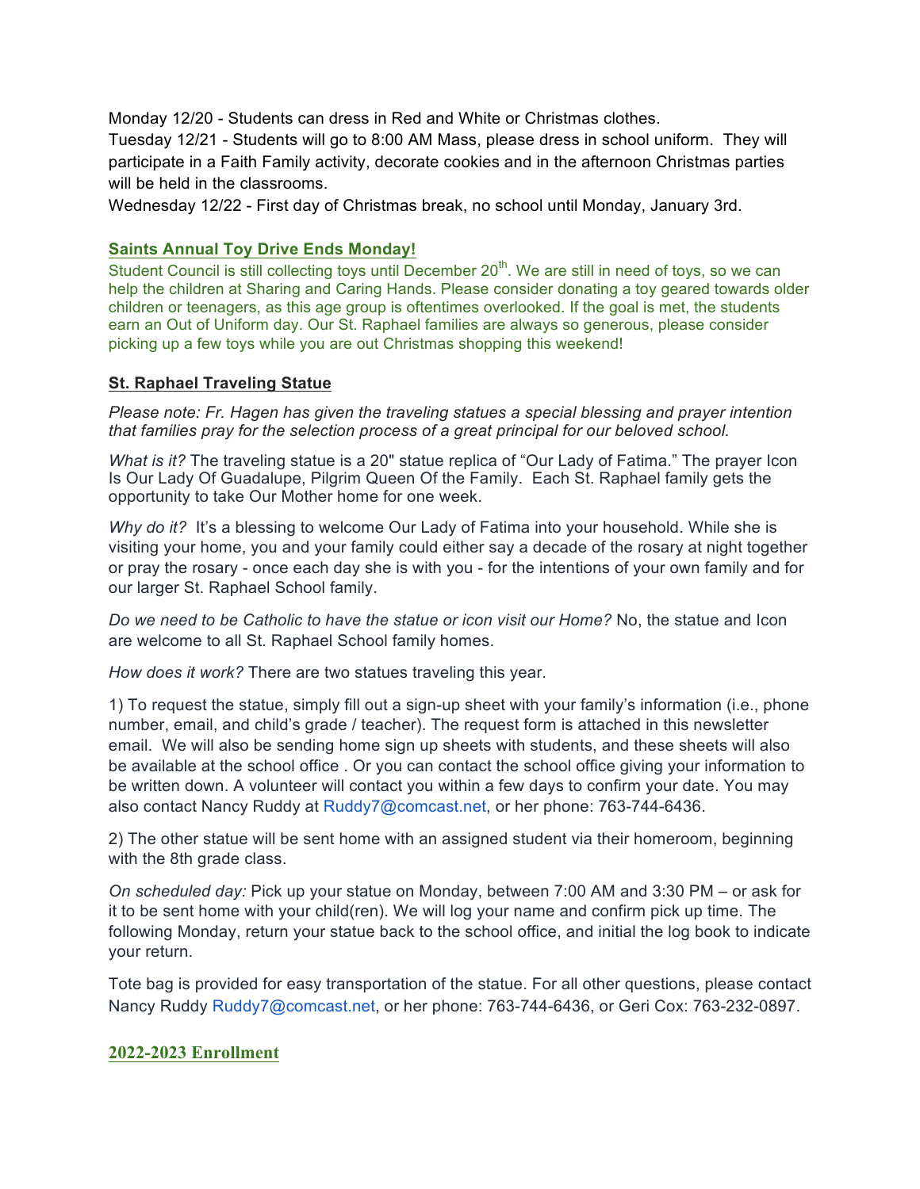Monday 12/20 - Students can dress in Red and White or Christmas clothes.
Tuesday 12/21 - Students will go to 8:00 AM Mass, please dress in school uniform. They will participate in a Faith Family activity, decorate cookies and in the afternoon Christmas parties will be held in the classrooms.
Wednesday 12/22 - First day of Christmas break, no school until Monday, January 3rd.

## **Saints Annual Toy Drive Ends Monday!**

Student Council is still collecting toys until December 20th. We are still in need of toys, so we can help the children at Sharing and Caring Hands. Please consider donating a toy geared towards older children or teenagers, as this age group is oftentimes overlooked. If the goal is met, the students earn an Out of Uniform day. Our St. Raphael families are always so generous, please consider picking up a few toys while you are out Christmas shopping this weekend!

## **St. Raphael Traveling Statue**

*Please note: Fr. Hagen has given the traveling statues a special blessing and prayer intention that families pray for the selection process of a great principal for our beloved school.*

*What is it?* The traveling statue is a 20" statue replica of "Our Lady of Fatima." The prayer Icon Is Our Lady Of Guadalupe, Pilgrim Queen Of the Family. Each St. Raphael family gets the opportunity to take Our Mother home for one week.

*Why do it?* It's a blessing to welcome Our Lady of Fatima into your household. While she is visiting your home, you and your family could either say a decade of the rosary at night together or pray the rosary - once each day she is with you - for the intentions of your own family and for our larger St. Raphael School family.

*Do we need to be Catholic to have the statue or icon visit our Home?* No, the statue and Icon are welcome to all St. Raphael School family homes.

*How does it work?* There are two statues traveling this year.

1) To request the statue, simply fill out a sign-up sheet with your family's information (i.e., phone number, email, and child's grade / teacher). The request form is attached in this newsletter email. We will also be sending home sign up sheets with students, and these sheets will also be available at the school office . Or you can contact the school office giving your information to be written down. A volunteer will contact you within a few days to confirm your date. You may also contact Nancy Ruddy at Ruddy7@comcast.net, or her phone: 763-744-6436.

2) The other statue will be sent home with an assigned student via their homeroom, beginning with the 8th grade class.

*On scheduled day:* Pick up your statue on Monday, between 7:00 AM and 3:30 PM – or ask for it to be sent home with your child(ren). We will log your name and confirm pick up time. The following Monday, return your statue back to the school office, and initial the log book to indicate your return.

Tote bag is provided for easy transportation of the statue. For all other questions, please contact Nancy Ruddy Ruddy7@comcast.net, or her phone: 763-744-6436, or Geri Cox: 763-232-0897.

## **2022-2023 Enrollment**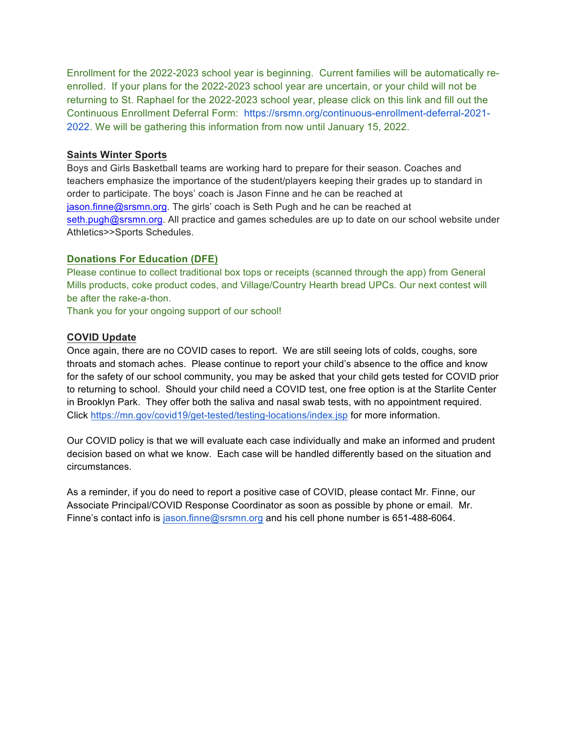Enrollment for the 2022-2023 school year is beginning. Current families will be automatically re-enrolled. If your plans for the 2022-2023 school year are uncertain, or your child will not be returning to St. Raphael for the 2022-2023 school year, please click on this link and fill out the Continuous Enrollment Deferral Form: https://srsmn.org/continuous-enrollment-deferral-2021-2022. We will be gathering this information from now until January 15, 2022.

## Saints Winter Sports

Boys and Girls Basketball teams are working hard to prepare for their season. Coaches and teachers emphasize the importance of the student/players keeping their grades up to standard in order to participate. The boys' coach is Jason Finne and he can be reached at jason.finne@srsmn.org. The girls' coach is Seth Pugh and he can be reached at seth.pugh@srsmn.org. All practice and games schedules are up to date on our school website under Athletics>>Sports Schedules.

## Donations For Education (DFE)

Please continue to collect traditional box tops or receipts (scanned through the app) from General Mills products, coke product codes, and Village/Country Hearth bread UPCs. Our next contest will be after the rake-a-thon.

Thank you for your ongoing support of our school!

## COVID Update

Once again, there are no COVID cases to report. We are still seeing lots of colds, coughs, sore throats and stomach aches. Please continue to report your child's absence to the office and know for the safety of our school community, you may be asked that your child gets tested for COVID prior to returning to school. Should your child need a COVID test, one free option is at the Starlite Center in Brooklyn Park. They offer both the saliva and nasal swab tests, with no appointment required. Click https://mn.gov/covid19/get-tested/testing-locations/index.jsp for more information.

Our COVID policy is that we will evaluate each case individually and make an informed and prudent decision based on what we know. Each case will be handled differently based on the situation and circumstances.

As a reminder, if you do need to report a positive case of COVID, please contact Mr. Finne, our Associate Principal/COVID Response Coordinator as soon as possible by phone or email. Mr. Finne's contact info is jason.finne@srsmn.org and his cell phone number is 651-488-6064.